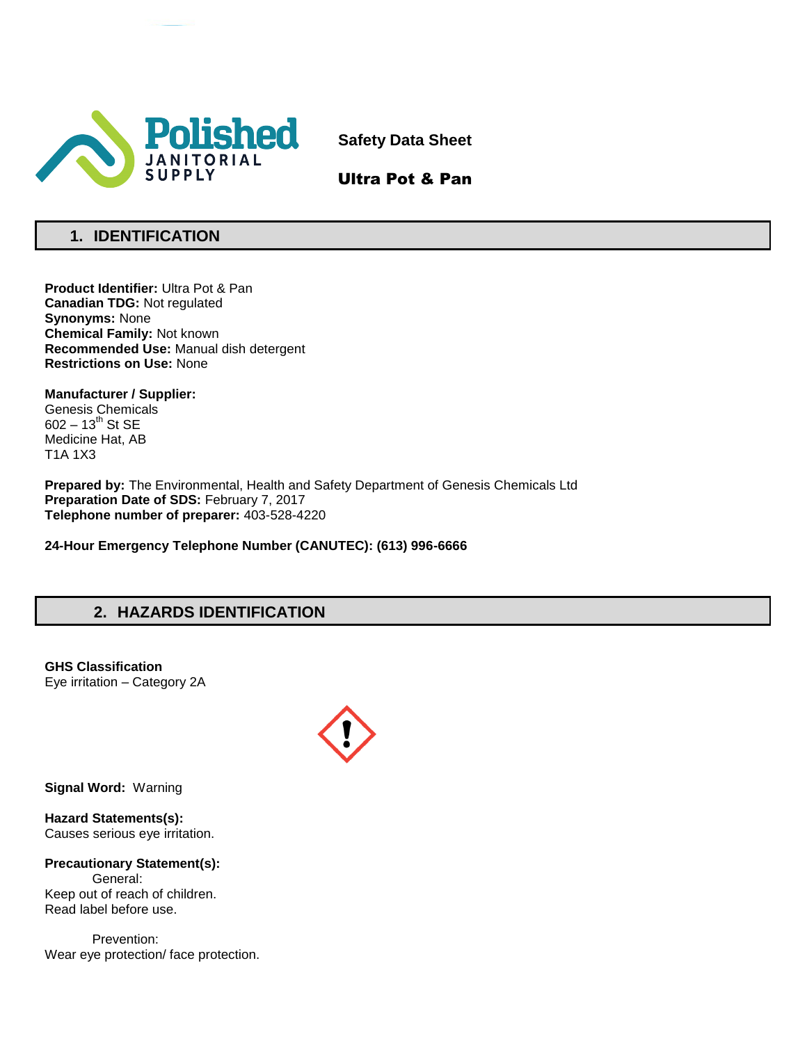Polished JANITORIAL SUPPLY

**Safety Data Sheet**

**Ultra Pot & Pan**

## 1. IDENTIFICATION

**Product Identifier:** Ultra Pot & Pan
**Canadian TDG:** Not regulated
**Synonyms:** None
**Chemical Family:** Not known
**Recommended Use:** Manual dish detergent
**Restrictions on Use:** None

**Manufacturer / Supplier:**
Genesis Chemicals
602 – 13th St SE
Medicine Hat, AB
T1A 1X3

**Prepared by:** The Environmental, Health and Safety Department of Genesis Chemicals Ltd
**Preparation Date of SDS:** February 7, 2017
**Telephone number of preparer:** 403-528-4220

**24-Hour Emergency Telephone Number (CANUTEC): (613) 996-6666**

## 2. HAZARDS IDENTIFICATION

**GHS Classification**
Eye irritation – Category 2A

**Signal Word:** Warning

**Hazard Statements(s):**
Causes serious eye irritation.

**Precautionary Statement(s):**

General:
Keep out of reach of children.
Read label before use.

Prevention:
Wear eye protection/ face protection.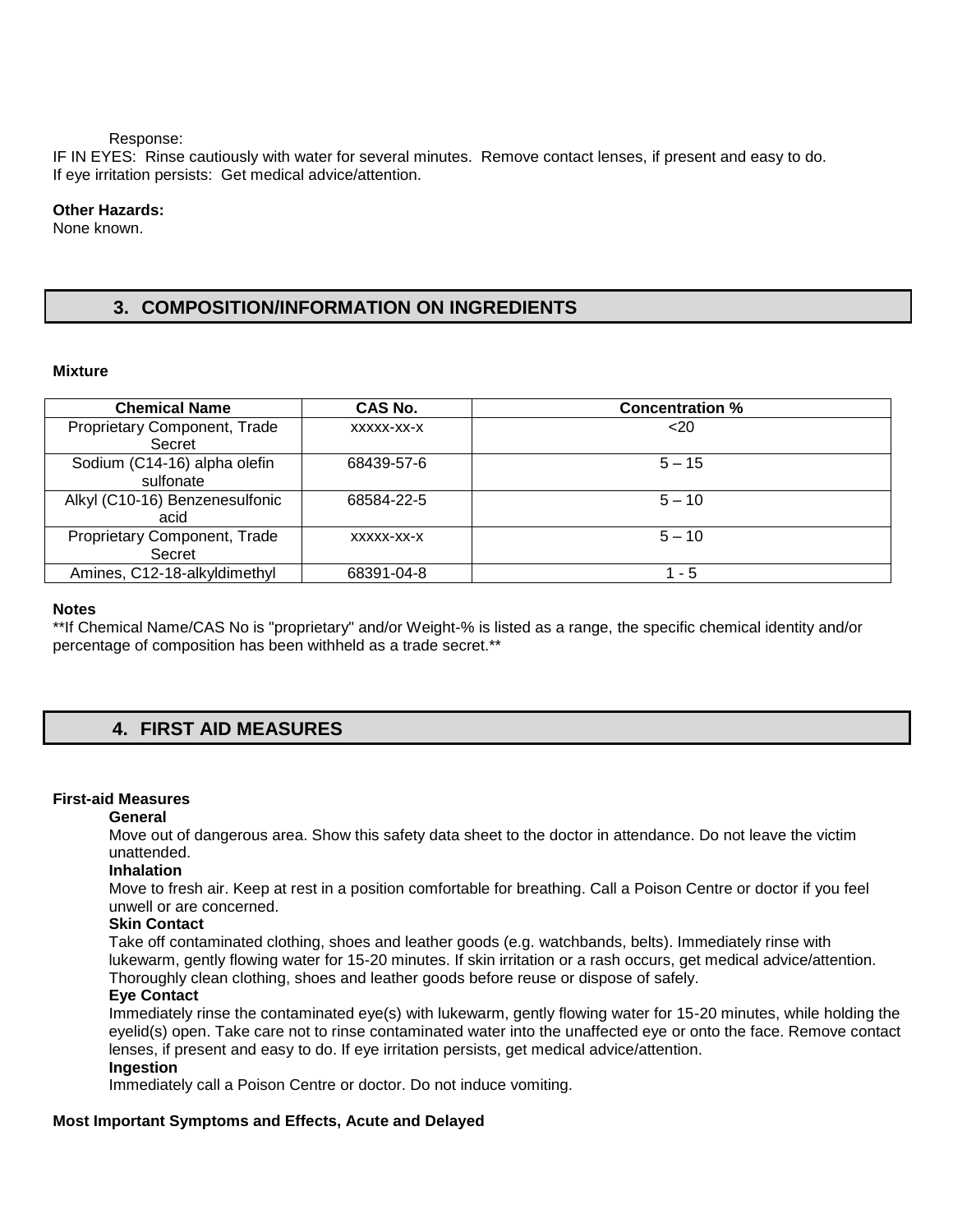Response:

IF IN EYES: Rinse cautiously with water for several minutes. Remove contact lenses, if present and easy to do.
If eye irritation persists: Get medical advice/attention.

**Other Hazards:**
None known.

## 3. COMPOSITION/INFORMATION ON INGREDIENTS

**Mixture**

| Chemical Name | CAS No. | Concentration % |
|---|---|---|
| Proprietary Component, Trade Secret | xxxxx-xx-x | <20 |
| Sodium (C14-16) alpha olefin sulfonate | 68439-57-6 | 5 – 15 |
| Alkyl (C10-16) Benzenesulfonic acid | 68584-22-5 | 5 – 10 |
| Proprietary Component, Trade Secret | xxxxx-xx-x | 5 – 10 |
| Amines, C12-18-alkyldimethyl | 68391-04-8 | 1 - 5 |

**Notes**
**If Chemical Name/CAS No is "proprietary" and/or Weight-% is listed as a range, the specific chemical identity and/or percentage of composition has been withheld as a trade secret.**

## 4. FIRST AID MEASURES

**First-aid Measures**

**General**
Move out of dangerous area. Show this safety data sheet to the doctor in attendance. Do not leave the victim unattended.

**Inhalation**
Move to fresh air. Keep at rest in a position comfortable for breathing. Call a Poison Centre or doctor if you feel unwell or are concerned.

**Skin Contact**
Take off contaminated clothing, shoes and leather goods (e.g. watchbands, belts). Immediately rinse with lukewarm, gently flowing water for 15-20 minutes. If skin irritation or a rash occurs, get medical advice/attention. Thoroughly clean clothing, shoes and leather goods before reuse or dispose of safely.

**Eye Contact**
Immediately rinse the contaminated eye(s) with lukewarm, gently flowing water for 15-20 minutes, while holding the eyelid(s) open. Take care not to rinse contaminated water into the unaffected eye or onto the face. Remove contact lenses, if present and easy to do. If eye irritation persists, get medical advice/attention.

**Ingestion**
Immediately call a Poison Centre or doctor. Do not induce vomiting.

**Most Important Symptoms and Effects, Acute and Delayed**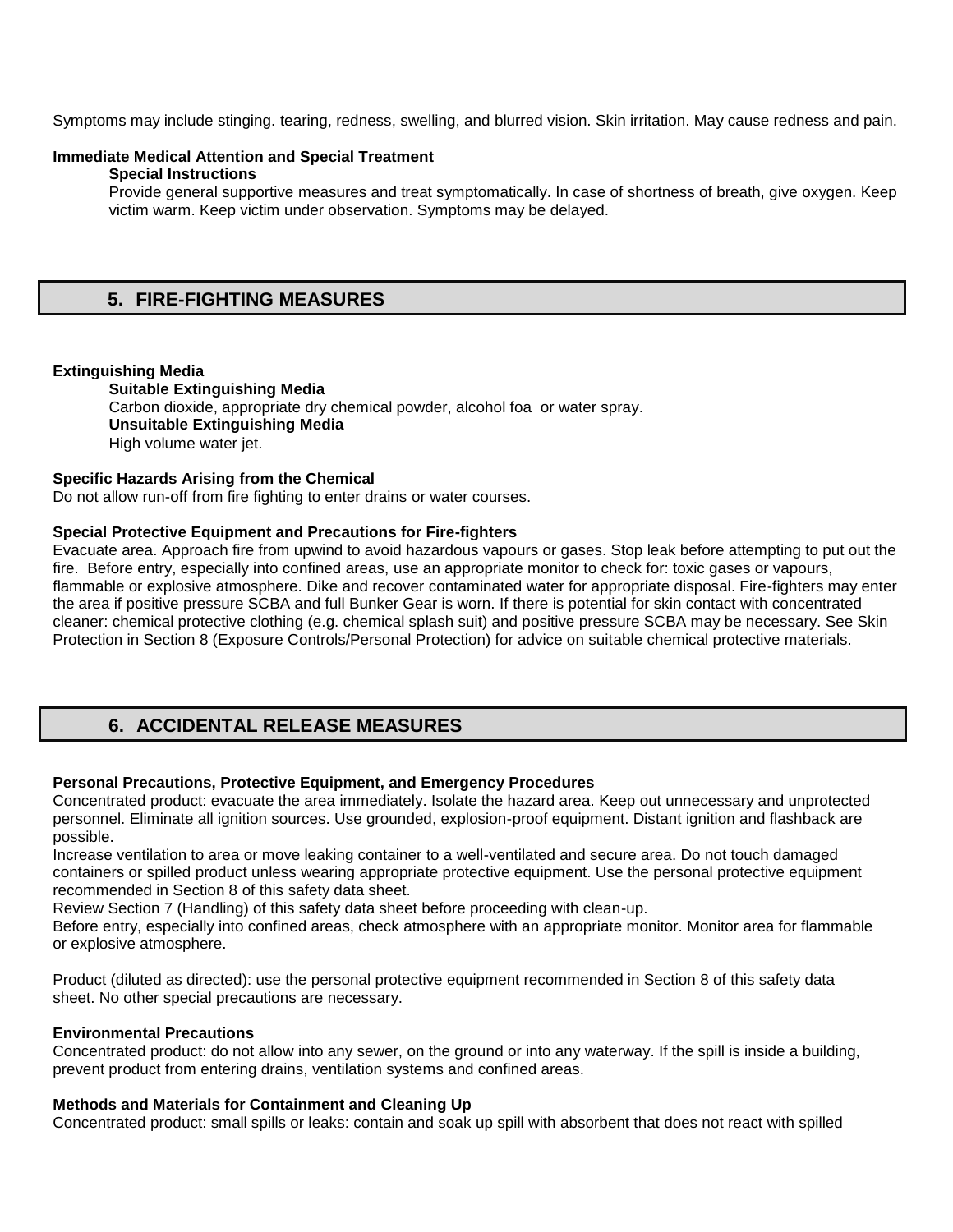Symptoms may include stinging. tearing, redness, swelling, and blurred vision. Skin irritation. May cause redness and pain.

**Immediate Medical Attention and Special Treatment**

**Special Instructions**

Provide general supportive measures and treat symptomatically. In case of shortness of breath, give oxygen. Keep victim warm. Keep victim under observation. Symptoms may be delayed.

## 5. FIRE-FIGHTING MEASURES

**Extinguishing Media**

**Suitable Extinguishing Media**

Carbon dioxide, appropriate dry chemical powder, alcohol foa or water spray.

**Unsuitable Extinguishing Media**

High volume water jet.

**Specific Hazards Arising from the Chemical**

Do not allow run-off from fire fighting to enter drains or water courses.

**Special Protective Equipment and Precautions for Fire-fighters**

Evacuate area. Approach fire from upwind to avoid hazardous vapours or gases. Stop leak before attempting to put out the fire. Before entry, especially into confined areas, use an appropriate monitor to check for: toxic gases or vapours, flammable or explosive atmosphere. Dike and recover contaminated water for appropriate disposal. Fire-fighters may enter the area if positive pressure SCBA and full Bunker Gear is worn. If there is potential for skin contact with concentrated cleaner: chemical protective clothing (e.g. chemical splash suit) and positive pressure SCBA may be necessary. See Skin Protection in Section 8 (Exposure Controls/Personal Protection) for advice on suitable chemical protective materials.

## 6. ACCIDENTAL RELEASE MEASURES

**Personal Precautions, Protective Equipment, and Emergency Procedures**

Concentrated product: evacuate the area immediately. Isolate the hazard area. Keep out unnecessary and unprotected personnel. Eliminate all ignition sources. Use grounded, explosion-proof equipment. Distant ignition and flashback are possible.

Increase ventilation to area or move leaking container to a well-ventilated and secure area. Do not touch damaged containers or spilled product unless wearing appropriate protective equipment. Use the personal protective equipment recommended in Section 8 of this safety data sheet.

Review Section 7 (Handling) of this safety data sheet before proceeding with clean-up.

Before entry, especially into confined areas, check atmosphere with an appropriate monitor. Monitor area for flammable or explosive atmosphere.

Product (diluted as directed): use the personal protective equipment recommended in Section 8 of this safety data sheet. No other special precautions are necessary.

**Environmental Precautions**

Concentrated product: do not allow into any sewer, on the ground or into any waterway. If the spill is inside a building, prevent product from entering drains, ventilation systems and confined areas.

**Methods and Materials for Containment and Cleaning Up**

Concentrated product: small spills or leaks: contain and soak up spill with absorbent that does not react with spilled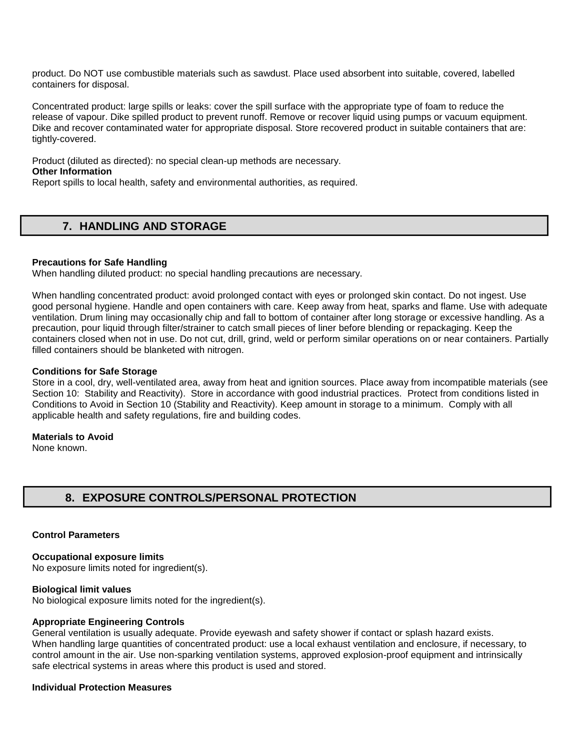product. Do NOT use combustible materials such as sawdust. Place used absorbent into suitable, covered, labelled containers for disposal.

Concentrated product: large spills or leaks: cover the spill surface with the appropriate type of foam to reduce the release of vapour. Dike spilled product to prevent runoff. Remove or recover liquid using pumps or vacuum equipment. Dike and recover contaminated water for appropriate disposal. Store recovered product in suitable containers that are: tightly-covered.

Product (diluted as directed): no special clean-up methods are necessary.

**Other Information**

Report spills to local health, safety and environmental authorities, as required.

## 7. HANDLING AND STORAGE

**Precautions for Safe Handling**

When handling diluted product: no special handling precautions are necessary.

When handling concentrated product: avoid prolonged contact with eyes or prolonged skin contact. Do not ingest. Use good personal hygiene. Handle and open containers with care. Keep away from heat, sparks and flame. Use with adequate ventilation. Drum lining may occasionally chip and fall to bottom of container after long storage or excessive handling. As a precaution, pour liquid through filter/strainer to catch small pieces of liner before blending or repackaging. Keep the containers closed when not in use. Do not cut, drill, grind, weld or perform similar operations on or near containers. Partially filled containers should be blanketed with nitrogen.

**Conditions for Safe Storage**

Store in a cool, dry, well-ventilated area, away from heat and ignition sources. Place away from incompatible materials (see Section 10: Stability and Reactivity). Store in accordance with good industrial practices. Protect from conditions listed in Conditions to Avoid in Section 10 (Stability and Reactivity). Keep amount in storage to a minimum. Comply with all applicable health and safety regulations, fire and building codes.

**Materials to Avoid**

None known.

## 8. EXPOSURE CONTROLS/PERSONAL PROTECTION

**Control Parameters**

**Occupational exposure limits**

No exposure limits noted for ingredient(s).

**Biological limit values**

No biological exposure limits noted for the ingredient(s).

**Appropriate Engineering Controls**

General ventilation is usually adequate. Provide eyewash and safety shower if contact or splash hazard exists.
When handling large quantities of concentrated product: use a local exhaust ventilation and enclosure, if necessary, to control amount in the air. Use non-sparking ventilation systems, approved explosion-proof equipment and intrinsically safe electrical systems in areas where this product is used and stored.

**Individual Protection Measures**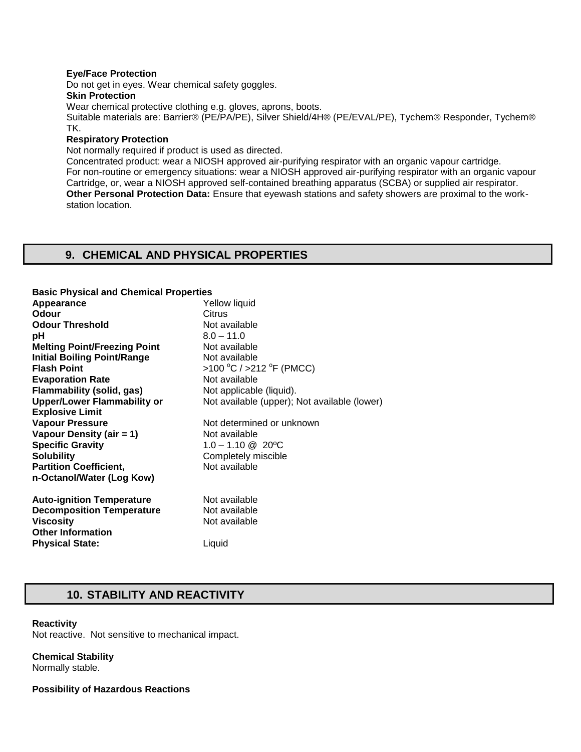**Eye/Face Protection**

Do not get in eyes. Wear chemical safety goggles.

**Skin Protection**

Wear chemical protective clothing e.g. gloves, aprons, boots.

Suitable materials are: Barrier® (PE/PA/PE), Silver Shield/4H® (PE/EVAL/PE), Tychem® Responder, Tychem® TK.

**Respiratory Protection**

Not normally required if product is used as directed.

Concentrated product: wear a NIOSH approved air-purifying respirator with an organic vapour cartridge.

For non-routine or emergency situations: wear a NIOSH approved air-purifying respirator with an organic vapour Cartridge, or, wear a NIOSH approved self-contained breathing apparatus (SCBA) or supplied air respirator.

**Other Personal Protection Data:** Ensure that eyewash stations and safety showers are proximal to the work-station location.

## 9. CHEMICAL AND PHYSICAL PROPERTIES

**Basic Physical and Chemical Properties**

| | |
|---|---|
| **Appearance** | Yellow liquid |
| **Odour** | Citrus |
| **Odour Threshold** | Not available |
| **pH** | 8.0 – 11.0 |
| **Melting Point/Freezing Point** | Not available |
| **Initial Boiling Point/Range** | Not available |
| **Flash Point** | >100 °C / >212 °F (PMCC) |
| **Evaporation Rate** | Not available |
| **Flammability (solid, gas)** | Not applicable (liquid). |
| **Upper/Lower Flammability or Explosive Limit** | Not available (upper); Not available (lower) |
| **Vapour Pressure** | Not determined or unknown |
| **Vapour Density (air = 1)** | Not available |
| **Specific Gravity** | 1.0 – 1.10 @ 20ºC |
| **Solubility** | Completely miscible |
| **Partition Coefficient, n-Octanol/Water (Log Kow)** | Not available |
| **Auto-ignition Temperature** | Not available |
| **Decomposition Temperature** | Not available |
| **Viscosity** | Not available |
| **Other Information** | |
| **Physical State:** | Liquid |

## 10. STABILITY AND REACTIVITY

**Reactivity**

Not reactive. Not sensitive to mechanical impact.

**Chemical Stability**

Normally stable.

**Possibility of Hazardous Reactions**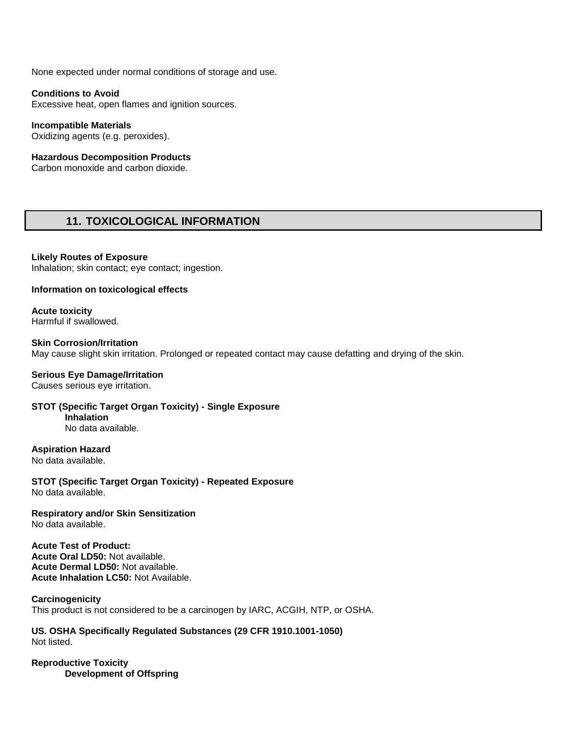None expected under normal conditions of storage and use.

**Conditions to Avoid**
Excessive heat, open flames and ignition sources.

**Incompatible Materials**
Oxidizing agents (e.g. peroxides).

**Hazardous Decomposition Products**
Carbon monoxide and carbon dioxide.

## 11. TOXICOLOGICAL INFORMATION

**Likely Routes of Exposure**
Inhalation; skin contact; eye contact; ingestion.

**Information on toxicological effects**

**Acute toxicity**
Harmful if swallowed.

**Skin Corrosion/Irritation**
May cause slight skin irritation. Prolonged or repeated contact may cause defatting and drying of the skin.

**Serious Eye Damage/Irritation**
Causes serious eye irritation.

**STOT (Specific Target Organ Toxicity) - Single Exposure**
**Inhalation**
No data available.

**Aspiration Hazard**
No data available.

**STOT (Specific Target Organ Toxicity) - Repeated Exposure**
No data available.

**Respiratory and/or Skin Sensitization**
No data available.

**Acute Test of Product:**
**Acute Oral LD50:** Not available.
**Acute Dermal LD50:** Not available.
**Acute Inhalation LC50:** Not Available.

**Carcinogenicity**
This product is not considered to be a carcinogen by IARC, ACGIH, NTP, or OSHA.

**US. OSHA Specifically Regulated Substances (29 CFR 1910.1001-1050)**
Not listed.

**Reproductive Toxicity**
**Development of Offspring**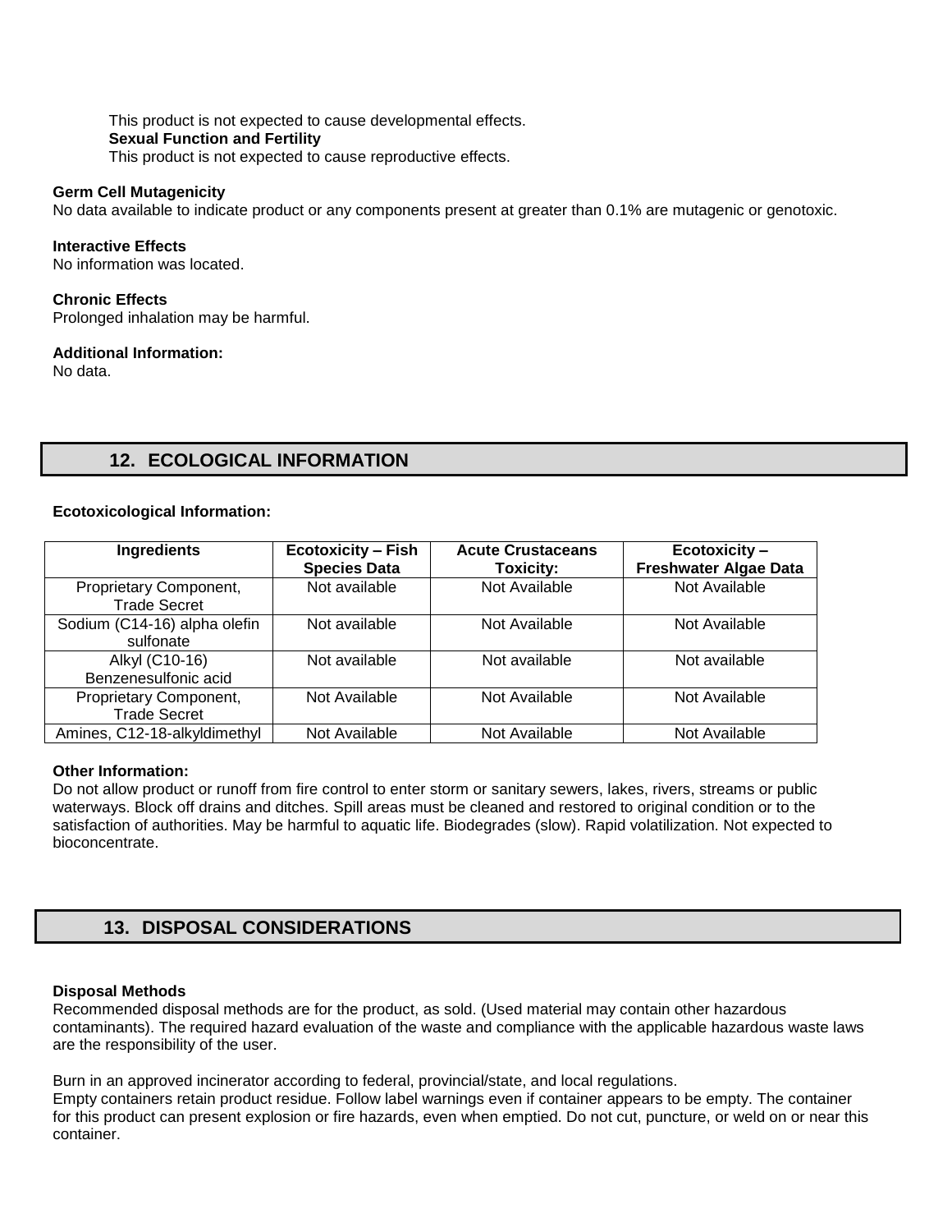This product is not expected to cause developmental effects.

**Sexual Function and Fertility**

This product is not expected to cause reproductive effects.

**Germ Cell Mutagenicity**

No data available to indicate product or any components present at greater than 0.1% are mutagenic or genotoxic.

**Interactive Effects**

No information was located.

**Chronic Effects**

Prolonged inhalation may be harmful.

**Additional Information:**

No data.

## 12. ECOLOGICAL INFORMATION

**Ecotoxicological Information:**

| Ingredients | Ecotoxicity – Fish Species Data | Acute Crustaceans Toxicity: | Ecotoxicity – Freshwater Algae Data |
|---|---|---|---|
| Proprietary Component, Trade Secret | Not available | Not Available | Not Available |
| Sodium (C14-16) alpha olefin sulfonate | Not available | Not Available | Not Available |
| Alkyl (C10-16) Benzenesulfonic acid | Not available | Not available | Not available |
| Proprietary Component, Trade Secret | Not Available | Not Available | Not Available |
| Amines, C12-18-alkyldimethyl | Not Available | Not Available | Not Available |

**Other Information:**

Do not allow product or runoff from fire control to enter storm or sanitary sewers, lakes, rivers, streams or public waterways. Block off drains and ditches. Spill areas must be cleaned and restored to original condition or to the satisfaction of authorities. May be harmful to aquatic life. Biodegrades (slow). Rapid volatilization. Not expected to bioconcentrate.

## 13. DISPOSAL CONSIDERATIONS

**Disposal Methods**

Recommended disposal methods are for the product, as sold. (Used material may contain other hazardous contaminants). The required hazard evaluation of the waste and compliance with the applicable hazardous waste laws are the responsibility of the user.

Burn in an approved incinerator according to federal, provincial/state, and local regulations.
Empty containers retain product residue. Follow label warnings even if container appears to be empty. The container for this product can present explosion or fire hazards, even when emptied. Do not cut, puncture, or weld on or near this container.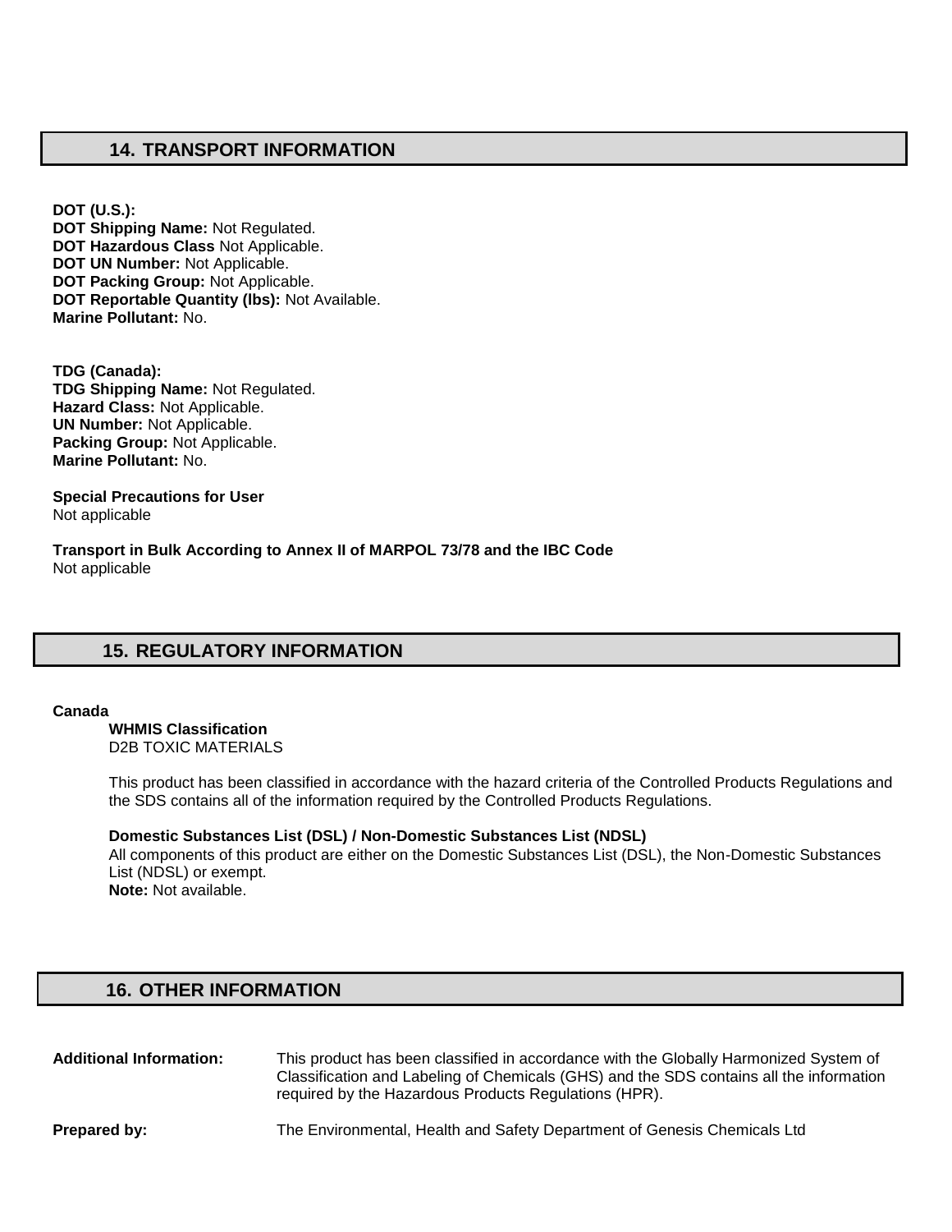## 14. TRANSPORT INFORMATION

**DOT (U.S.):**
**DOT Shipping Name:** Not Regulated.
**DOT Hazardous Class** Not Applicable.
**DOT UN Number:** Not Applicable.
**DOT Packing Group:** Not Applicable.
**DOT Reportable Quantity (lbs):** Not Available.
**Marine Pollutant:** No.

**TDG (Canada):**
**TDG Shipping Name:** Not Regulated.
**Hazard Class:** Not Applicable.
**UN Number:** Not Applicable.
**Packing Group:** Not Applicable.
**Marine Pollutant:** No.

**Special Precautions for User**
Not applicable

**Transport in Bulk According to Annex II of MARPOL 73/78 and the IBC Code**
Not applicable

## 15. REGULATORY INFORMATION

**Canada**

**WHMIS Classification**
D2B TOXIC MATERIALS

This product has been classified in accordance with the hazard criteria of the Controlled Products Regulations and the SDS contains all of the information required by the Controlled Products Regulations.

**Domestic Substances List (DSL) / Non-Domestic Substances List (NDSL)**
All components of this product are either on the Domestic Substances List (DSL), the Non-Domestic Substances List (NDSL) or exempt.
**Note:** Not available.

## 16. OTHER INFORMATION

**Additional Information:** This product has been classified in accordance with the Globally Harmonized System of Classification and Labeling of Chemicals (GHS) and the SDS contains all the information required by the Hazardous Products Regulations (HPR).

**Prepared by:** The Environmental, Health and Safety Department of Genesis Chemicals Ltd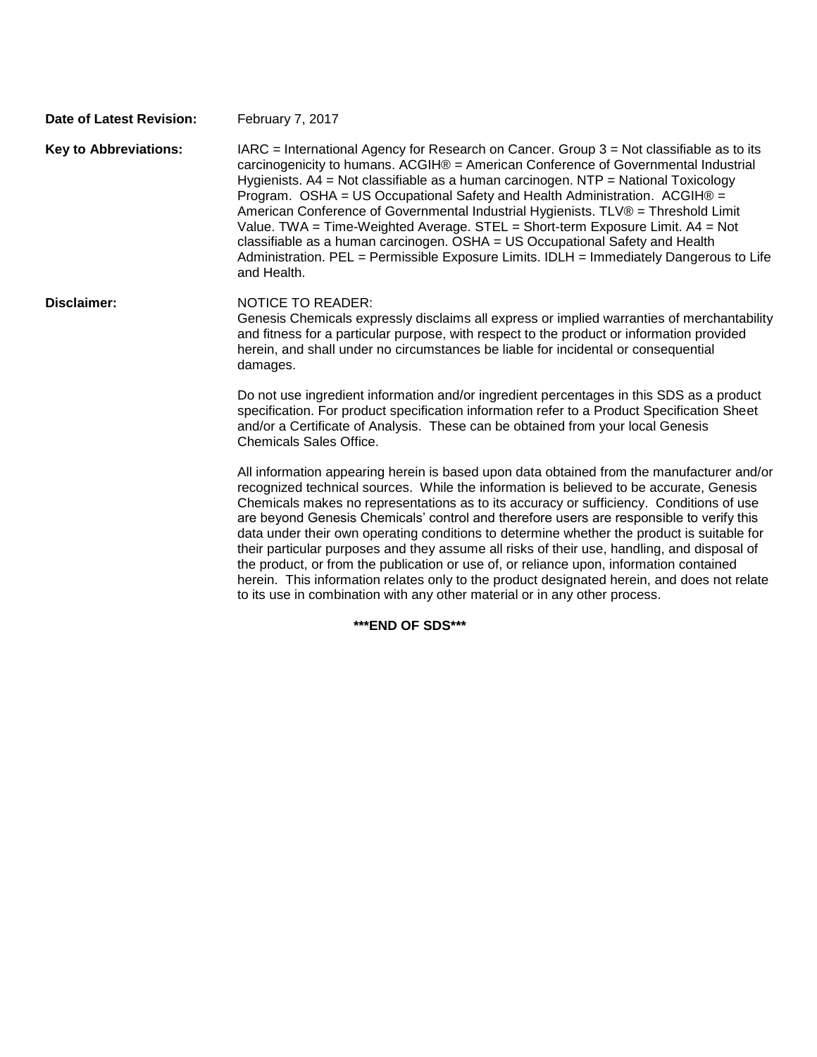**Date of Latest Revision:** February 7, 2017

**Key to Abbreviations:** IARC = International Agency for Research on Cancer. Group 3 = Not classifiable as to its carcinogenicity to humans. ACGIH® = American Conference of Governmental Industrial Hygienists. A4 = Not classifiable as a human carcinogen. NTP = National Toxicology Program. OSHA = US Occupational Safety and Health Administration. ACGIH® = American Conference of Governmental Industrial Hygienists. TLV® = Threshold Limit Value. TWA = Time-Weighted Average. STEL = Short-term Exposure Limit. A4 = Not classifiable as a human carcinogen. OSHA = US Occupational Safety and Health Administration. PEL = Permissible Exposure Limits. IDLH = Immediately Dangerous to Life and Health.

**Disclaimer:** NOTICE TO READER:
Genesis Chemicals expressly disclaims all express or implied warranties of merchantability and fitness for a particular purpose, with respect to the product or information provided herein, and shall under no circumstances be liable for incidental or consequential damages.

Do not use ingredient information and/or ingredient percentages in this SDS as a product specification. For product specification information refer to a Product Specification Sheet and/or a Certificate of Analysis. These can be obtained from your local Genesis Chemicals Sales Office.

All information appearing herein is based upon data obtained from the manufacturer and/or recognized technical sources. While the information is believed to be accurate, Genesis Chemicals makes no representations as to its accuracy or sufficiency. Conditions of use are beyond Genesis Chemicals' control and therefore users are responsible to verify this data under their own operating conditions to determine whether the product is suitable for their particular purposes and they assume all risks of their use, handling, and disposal of the product, or from the publication or use of, or reliance upon, information contained herein. This information relates only to the product designated herein, and does not relate to its use in combination with any other material or in any other process.

**\*\*\*END OF SDS\*\*\***